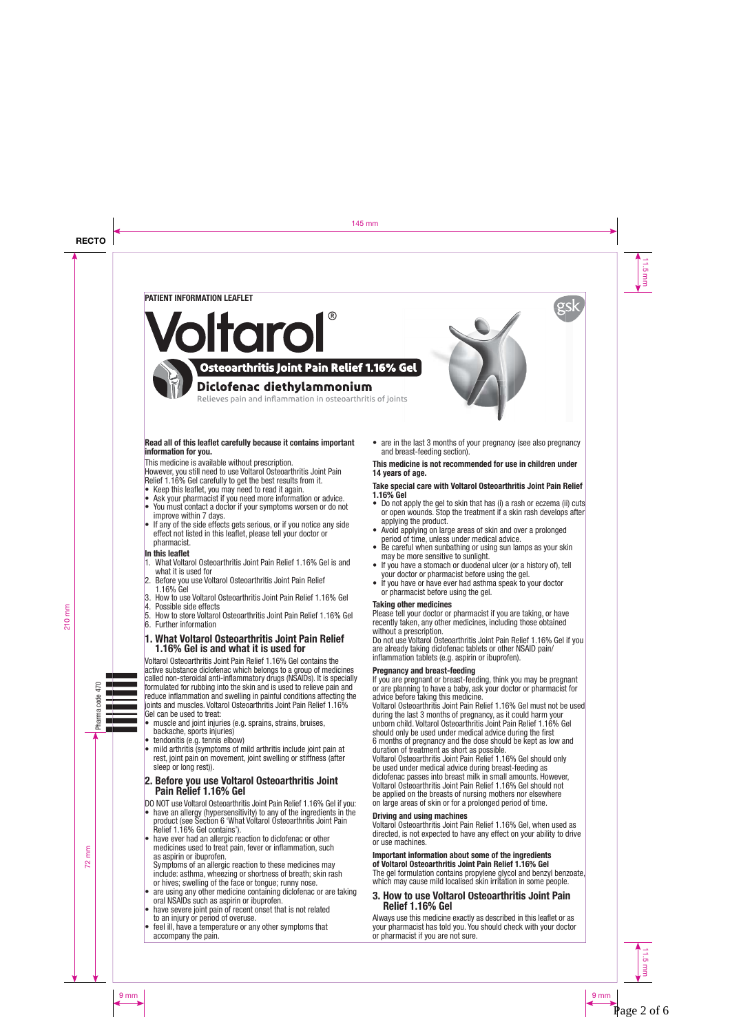PATIENT INFORMATION LEAFLET

# Voltarol®

## Osteoarthritis Joint Pain Relief 1.16% Gel

## Diclofenac diethylammonium

Relieves pain and inflammation in osteoarthritis of joints

**Read all of this leaflet carefully because it contains important information for you.**

This medicine is available without prescription. However, you still need to use Voltarol Osteoarthritis Joint Pain Relief 1.16% Gel carefully to get the best results from it.

- Keep this leaflet, you may need to read it again.
- Ask your pharmacist if you need more information or advice.
- You must contact a doctor if your symptoms worsen or do not improve within 7 days.
- If any of the side effects gets serious, or if you notice any side effect not listed in this leaflet, please tell your doctor or pharmacist.

**In this leaflet**

1. What Voltarol Osteoarthritis Joint Pain Relief 1.16% Gel is and what it is used for
2. Before you use Voltarol Osteoarthritis Joint Pain Relief 1.16% Gel
3. How to use Voltarol Osteoarthritis Joint Pain Relief 1.16% Gel
4. Possible side effects
5. How to store Voltarol Osteoarthritis Joint Pain Relief 1.16% Gel
6. Further information

## 1. What Voltarol Osteoarthritis Joint Pain Relief 1.16% Gel is and what it is used for

Voltarol Osteoarthritis Joint Pain Relief 1.16% Gel contains the active substance diclofenac which belongs to a group of medicines called non-steroidal anti-inflammatory drugs (NSAIDs). It is specially formulated for rubbing into the skin and is used to relieve pain and reduce inflammation and swelling in painful conditions affecting the joints and muscles. Voltarol Osteoarthritis Joint Pain Relief 1.16% Gel can be used to treat:

- muscle and joint injuries (e.g. sprains, strains, bruises, backache, sports injuries)
- tendonitis (e.g. tennis elbow)
- mild arthritis (symptoms of mild arthritis include joint pain at rest, joint pain on movement, joint swelling or stiffness (after sleep or long rest)).

## 2. Before you use Voltarol Osteoarthritis Joint Pain Relief 1.16% Gel

DO NOT use Voltarol Osteoarthritis Joint Pain Relief 1.16% Gel if you:

- have an allergy (hypersensitivity) to any of the ingredients in the product (see Section 6 'What Voltarol Osteoarthritis Joint Pain Relief 1.16% Gel contains').
- have ever had an allergic reaction to diclofenac or other medicines used to treat pain, fever or inflammation, such as aspirin or ibuprofen.
  Symptoms of an allergic reaction to these medicines may include: asthma, wheezing or shortness of breath; skin rash or hives; swelling of the face or tongue; runny nose.
- are using any other medicine containing diclofenac or are taking oral NSAIDs such as aspirin or ibuprofen.
- have severe joint pain of recent onset that is not related to an injury or period of overuse.
- feel ill, have a temperature or any other symptoms that accompany the pain.
- are in the last 3 months of your pregnancy (see also pregnancy and breast-feeding section).

**This medicine is not recommended for use in children under 14 years of age.**

**Take special care with Voltarol Osteoarthritis Joint Pain Relief 1.16% Gel**

- Do not apply the gel to skin that has (i) a rash or eczema (ii) cuts or open wounds. Stop the treatment if a skin rash develops after applying the product.
- Avoid applying on large areas of skin and over a prolonged period of time, unless under medical advice.
- Be careful when sunbathing or using sun lamps as your skin may be more sensitive to sunlight.
- If you have a stomach or duodenal ulcer (or a history of), tell your doctor or pharmacist before using the gel.
- If you have or have ever had asthma speak to your doctor or pharmacist before using the gel.

**Taking other medicines**

Please tell your doctor or pharmacist if you are taking, or have recently taken, any other medicines, including those obtained without a prescription.

Do not use Voltarol Osteoarthritis Joint Pain Relief 1.16% Gel if you are already taking diclofenac tablets or other NSAID pain/inflammation tablets (e.g. aspirin or ibuprofen).

**Pregnancy and breast-feeding**

If you are pregnant or breast-feeding, think you may be pregnant or are planning to have a baby, ask your doctor or pharmacist for advice before taking this medicine.

Voltarol Osteoarthritis Joint Pain Relief 1.16% Gel must not be used during the last 3 months of pregnancy, as it could harm your unborn child. Voltarol Osteoarthritis Joint Pain Relief 1.16% Gel should only be used under medical advice during the first 6 months of pregnancy and the dose should be kept as low and duration of treatment as short as possible.

Voltarol Osteoarthritis Joint Pain Relief 1.16% Gel should only be used under medical advice during breast-feeding as diclofenac passes into breast milk in small amounts. However, Voltarol Osteoarthritis Joint Pain Relief 1.16% Gel should not be applied on the breasts of nursing mothers nor elsewhere on large areas of skin or for a prolonged period of time.

**Driving and using machines**

Voltarol Osteoarthritis Joint Pain Relief 1.16% Gel, when used as directed, is not expected to have any effect on your ability to drive or use machines.

**Important information about some of the ingredients of Voltarol Osteoarthritis Joint Pain Relief 1.16% Gel**

The gel formulation contains propylene glycol and benzyl benzoate, which may cause mild localised skin irritation in some people.

## 3. How to use Voltarol Osteoarthritis Joint Pain Relief 1.16% Gel

Always use this medicine exactly as described in this leaflet or as your pharmacist has told you. You should check with your doctor or pharmacist if you are not sure.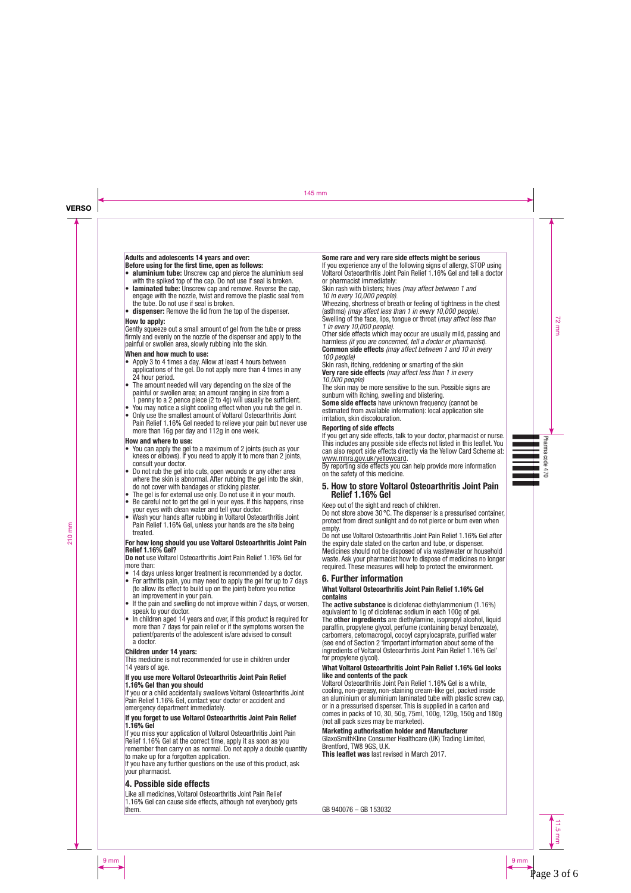**Adults and adolescents 14 years and over:**

**Before using for the first time, open as follows:**

- **aluminium tube:** Unscrew cap and pierce the aluminium seal with the spiked top of the cap. Do not use if seal is broken.
- **laminated tube:** Unscrew cap and remove. Reverse the cap, engage with the nozzle, twist and remove the plastic seal from the tube. Do not use if seal is broken.
- **dispenser:** Remove the lid from the top of the dispenser.

**How to apply:**

Gently squeeze out a small amount of gel from the tube or press firmly and evenly on the nozzle of the dispenser and apply to the painful or swollen area, slowly rubbing into the skin.

**When and how much to use:**

- Apply 3 to 4 times a day. Allow at least 4 hours between applications of the gel. Do not apply more than 4 times in any 24 hour period.
- The amount needed will vary depending on the size of the painful or swollen area; an amount ranging in size from a 1 penny to a 2 pence piece (2 to 4g) will usually be sufficient.
- You may notice a slight cooling effect when you rub the gel in.
- Only use the smallest amount of Voltarol Osteoarthritis Joint Pain Relief 1.16% Gel needed to relieve your pain but never use more than 16g per day and 112g in one week.

**How and where to use:**

- You can apply the gel to a maximum of 2 joints (such as your knees or elbows). If you need to apply it to more than 2 joints, consult your doctor.
- Do not rub the gel into cuts, open wounds or any other area where the skin is abnormal. After rubbing the gel into the skin, do not cover with bandages or sticking plaster.
- The gel is for external use only. Do not use it in your mouth.
- Be careful not to get the gel in your eyes. If this happens, rinse your eyes with clean water and tell your doctor.
- Wash your hands after rubbing in Voltarol Osteoarthritis Joint Pain Relief 1.16% Gel, unless your hands are the site being treated.

**For how long should you use Voltarol Osteoarthritis Joint Pain Relief 1.16% Gel?**

**Do not** use Voltarol Osteoarthritis Joint Pain Relief 1.16% Gel for more than:

- 14 days unless longer treatment is recommended by a doctor.
- For arthritis pain, you may need to apply the gel for up to 7 days (to allow its effect to build up on the joint) before you notice an improvement in your pain.
- If the pain and swelling do not improve within 7 days, or worsen, speak to your doctor.
- In children aged 14 years and over, if this product is required for more than 7 days for pain relief or if the symptoms worsen the patient/parents of the adolescent is/are advised to consult a doctor.

**Children under 14 years:**

This medicine is not recommended for use in children under 14 years of age.

**If you use more Voltarol Osteoarthritis Joint Pain Relief 1.16% Gel than you should**

If you or a child accidentally swallows Voltarol Osteoarthritis Joint Pain Relief 1.16% Gel, contact your doctor or accident and emergency department immediately.

**If you forget to use Voltarol Osteoarthritis Joint Pain Relief 1.16% Gel**

If you miss your application of Voltarol Osteoarthritis Joint Pain Relief 1.16% Gel at the correct time, apply it as soon as you remember then carry on as normal. Do not apply a double quantity to make up for a forgotten application.

If you have any further questions on the use of this product, ask your pharmacist.

## 4. Possible side effects

Like all medicines, Voltarol Osteoarthritis Joint Pain Relief 1.16% Gel can cause side effects, although not everybody gets them.

**Some rare and very rare side effects might be serious**

If you experience any of the following signs of allergy, STOP using Voltarol Osteoarthritis Joint Pain Relief 1.16% Gel and tell a doctor or pharmacist immediately:

Skin rash with blisters; hives *(may affect between 1 and 10 in every 10,000 people).*

Wheezing, shortness of breath or feeling of tightness in the chest (asthma) *(may affect less than 1 in every 10,000 people).*

Swelling of the face, lips, tongue or throat (*may affect less than 1 in every 10,000 people).*

Other side effects which may occur are usually mild, passing and harmless *(if you are concerned, tell a doctor or pharmacist).*

**Common side effects** *(may affect between 1 and 10 in every 100 people)*

Skin rash, itching, reddening or smarting of the skin

**Very rare side effects** *(may affect less than 1 in every 10,000 people)*

The skin may be more sensitive to the sun. Possible signs are sunburn with itching, swelling and blistering.

**Some side effects** have unknown frequency (cannot be estimated from available information): local application site irritation, skin discolouration.

**Reporting of side effects**

If you get any side effects, talk to your doctor, pharmacist or nurse. This includes any possible side effects not listed in this leaflet. You can also report side effects directly via the Yellow Card Scheme at: www.mhra.gov.uk/yellowcard.

By reporting side effects you can help provide more information on the safety of this medicine.

## 5. How to store Voltarol Osteoarthritis Joint Pain Relief 1.16% Gel

Keep out of the sight and reach of children.

Do not store above 30 °C. The dispenser is a pressurised container, protect from direct sunlight and do not pierce or burn even when empty.

Do not use Voltarol Osteoarthritis Joint Pain Relief 1.16% Gel after the expiry date stated on the carton and tube, or dispenser.

Medicines should not be disposed of via wastewater or household waste. Ask your pharmacist how to dispose of medicines no longer required. These measures will help to protect the environment.

## 6. Further information

**What Voltarol Osteoarthritis Joint Pain Relief 1.16% Gel contains**

The **active substance** is diclofenac diethylammonium (1.16%) equivalent to 1g of diclofenac sodium in each 100g of gel.

The **other ingredients** are diethylamine, isopropyl alcohol, liquid paraffin, propylene glycol, perfume (containing benzyl benzoate), carbomers, cetomacrogol, cocoyl caprylocaprate, purified water (see end of Section 2 'Important information about some of the ingredients of Voltarol Osteoarthritis Joint Pain Relief 1.16% Gel' for propylene glycol).

**What Voltarol Osteoarthritis Joint Pain Relief 1.16% Gel looks like and contents of the pack**

Voltarol Osteoarthritis Joint Pain Relief 1.16% Gel is a white, cooling, non-greasy, non-staining cream-like gel, packed inside an aluminium or aluminium laminated tube with plastic screw cap, or in a pressurised dispenser. This is supplied in a carton and comes in packs of 10, 30, 50g, 75ml, 100g, 120g, 150g and 180g (not all pack sizes may be marketed).

**Marketing authorisation holder and Manufacturer**

GlaxoSmithKline Consumer Healthcare (UK) Trading Limited, Brentford, TW8 9GS, U.K.

**This leaflet was** last revised in March 2017.

GB 940076 – GB 153032